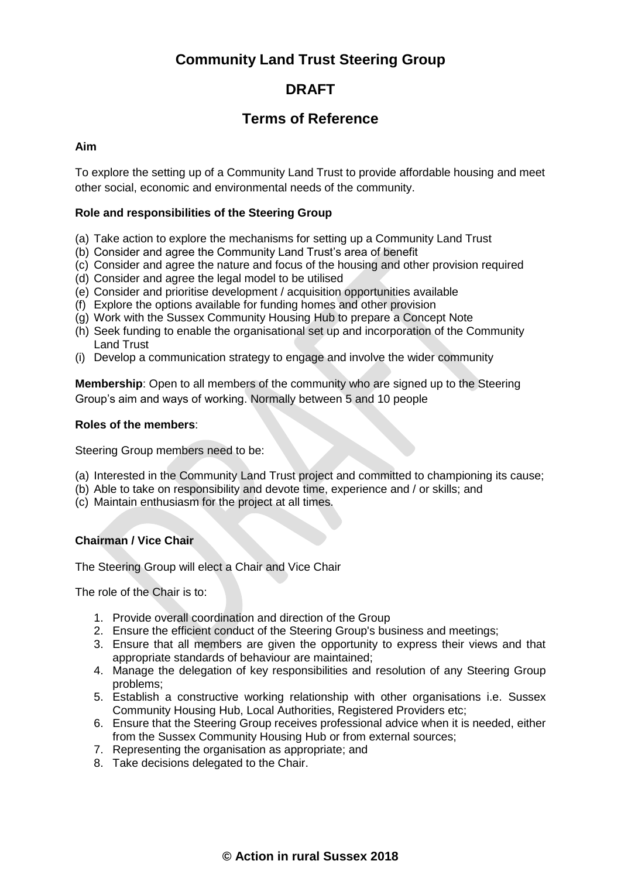# Community Land Trust Steering Group

# DRAFT

# Terms of Reference

**Aim**

To explore the setting up of a Community Land Trust to provide affordable housing and meet other social, economic and environmental needs of the community.

**Role and responsibilities of the Steering Group**

(a) Take action to explore the mechanisms for setting up a Community Land Trust
(b) Consider and agree the Community Land Trust's area of benefit
(c) Consider and agree the nature and focus of the housing and other provision required
(d) Consider and agree the legal model to be utilised
(e) Consider and prioritise development / acquisition opportunities available
(f) Explore the options available for funding homes and other provision
(g) Work with the Sussex Community Housing Hub to prepare a Concept Note
(h) Seek funding to enable the organisational set up and incorporation of the Community Land Trust
(i) Develop a communication strategy to engage and involve the wider community

**Membership**: Open to all members of the community who are signed up to the Steering Group's aim and ways of working. Normally between 5 and 10 people

**Roles of the members**:

Steering Group members need to be:

(a) Interested in the Community Land Trust project and committed to championing its cause;
(b) Able to take on responsibility and devote time, experience and / or skills; and
(c) Maintain enthusiasm for the project at all times.

**Chairman / Vice Chair**

The Steering Group will elect a Chair and Vice Chair

The role of the Chair is to:

1. Provide overall coordination and direction of the Group
2. Ensure the efficient conduct of the Steering Group's business and meetings;
3. Ensure that all members are given the opportunity to express their views and that appropriate standards of behaviour are maintained;
4. Manage the delegation of key responsibilities and resolution of any Steering Group problems;
5. Establish a constructive working relationship with other organisations i.e. Sussex Community Housing Hub, Local Authorities, Registered Providers etc;
6. Ensure that the Steering Group receives professional advice when it is needed, either from the Sussex Community Housing Hub or from external sources;
7. Representing the organisation as appropriate; and
8. Take decisions delegated to the Chair.

**© Action in rural Sussex 2018**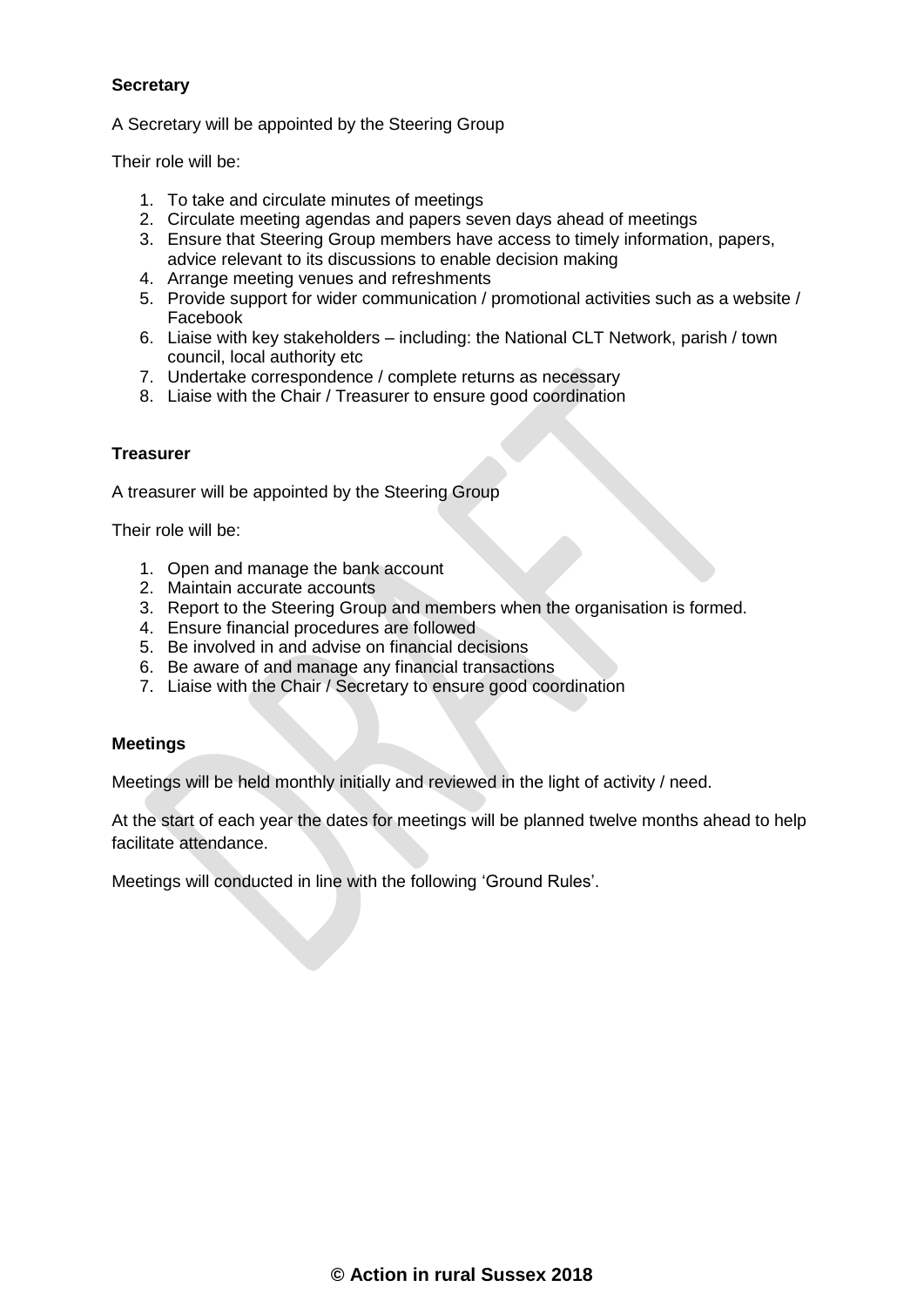**Secretary**

A Secretary will be appointed by the Steering Group

Their role will be:

1. To take and circulate minutes of meetings
2. Circulate meeting agendas and papers seven days ahead of meetings
3. Ensure that Steering Group members have access to timely information, papers, advice relevant to its discussions to enable decision making
4. Arrange meeting venues and refreshments
5. Provide support for wider communication / promotional activities such as a website / Facebook
6. Liaise with key stakeholders – including: the National CLT Network, parish / town council, local authority etc
7. Undertake correspondence / complete returns as necessary
8. Liaise with the Chair / Treasurer to ensure good coordination

**Treasurer**

A treasurer will be appointed by the Steering Group

Their role will be:

1. Open and manage the bank account
2. Maintain accurate accounts
3. Report to the Steering Group and members when the organisation is formed.
4. Ensure financial procedures are followed
5. Be involved in and advise on financial decisions
6. Be aware of and manage any financial transactions
7. Liaise with the Chair / Secretary to ensure good coordination

**Meetings**

Meetings will be held monthly initially and reviewed in the light of activity / need.

At the start of each year the dates for meetings will be planned twelve months ahead to help facilitate attendance.

Meetings will conducted in line with the following 'Ground Rules'.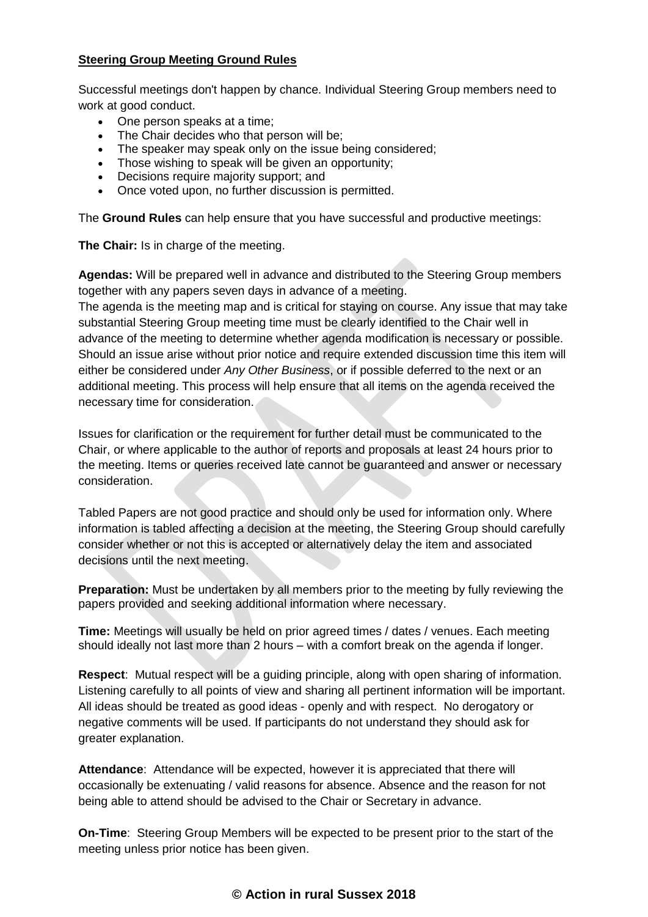**Steering Group Meeting Ground Rules**

Successful meetings don't happen by chance. Individual Steering Group members need to work at good conduct.

- One person speaks at a time;
- The Chair decides who that person will be;
- The speaker may speak only on the issue being considered;
- Those wishing to speak will be given an opportunity;
- Decisions require majority support; and
- Once voted upon, no further discussion is permitted.

The **Ground Rules** can help ensure that you have successful and productive meetings:

**The Chair:** Is in charge of the meeting.

**Agendas:** Will be prepared well in advance and distributed to the Steering Group members together with any papers seven days in advance of a meeting.
The agenda is the meeting map and is critical for staying on course. Any issue that may take substantial Steering Group meeting time must be clearly identified to the Chair well in advance of the meeting to determine whether agenda modification is necessary or possible. Should an issue arise without prior notice and require extended discussion time this item will either be considered under *Any Other Business*, or if possible deferred to the next or an additional meeting. This process will help ensure that all items on the agenda received the necessary time for consideration.

Issues for clarification or the requirement for further detail must be communicated to the Chair, or where applicable to the author of reports and proposals at least 24 hours prior to the meeting. Items or queries received late cannot be guaranteed and answer or necessary consideration.

Tabled Papers are not good practice and should only be used for information only. Where information is tabled affecting a decision at the meeting, the Steering Group should carefully consider whether or not this is accepted or alternatively delay the item and associated decisions until the next meeting.

**Preparation:** Must be undertaken by all members prior to the meeting by fully reviewing the papers provided and seeking additional information where necessary.

**Time:** Meetings will usually be held on prior agreed times / dates / venues. Each meeting should ideally not last more than 2 hours – with a comfort break on the agenda if longer.

**Respect**: Mutual respect will be a guiding principle, along with open sharing of information. Listening carefully to all points of view and sharing all pertinent information will be important. All ideas should be treated as good ideas - openly and with respect. No derogatory or negative comments will be used. If participants do not understand they should ask for greater explanation.

**Attendance**: Attendance will be expected, however it is appreciated that there will occasionally be extenuating / valid reasons for absence. Absence and the reason for not being able to attend should be advised to the Chair or Secretary in advance.

**On-Time**: Steering Group Members will be expected to be present prior to the start of the meeting unless prior notice has been given.

**© Action in rural Sussex 2018**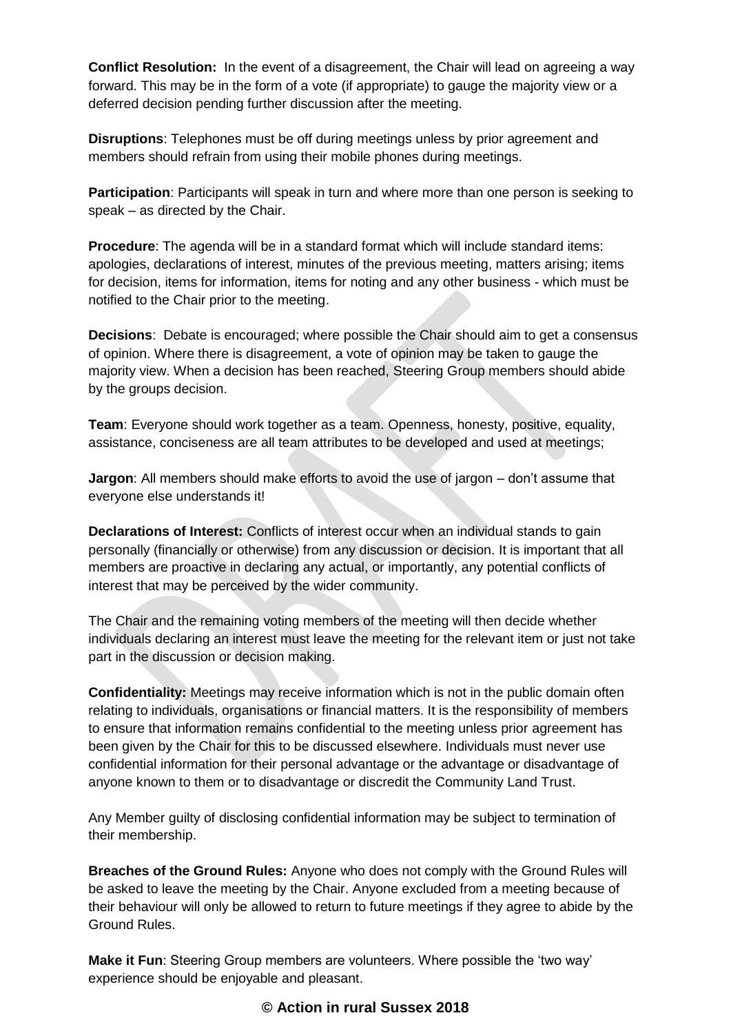**Conflict Resolution:** In the event of a disagreement, the Chair will lead on agreeing a way forward. This may be in the form of a vote (if appropriate) to gauge the majority view or a deferred decision pending further discussion after the meeting.

**Disruptions**: Telephones must be off during meetings unless by prior agreement and members should refrain from using their mobile phones during meetings.

**Participation**: Participants will speak in turn and where more than one person is seeking to speak – as directed by the Chair.

**Procedure**: The agenda will be in a standard format which will include standard items: apologies, declarations of interest, minutes of the previous meeting, matters arising; items for decision, items for information, items for noting and any other business - which must be notified to the Chair prior to the meeting.

**Decisions**: Debate is encouraged; where possible the Chair should aim to get a consensus of opinion. Where there is disagreement, a vote of opinion may be taken to gauge the majority view. When a decision has been reached, Steering Group members should abide by the groups decision.

**Team**: Everyone should work together as a team. Openness, honesty, positive, equality, assistance, conciseness are all team attributes to be developed and used at meetings;

**Jargon**: All members should make efforts to avoid the use of jargon – don't assume that everyone else understands it!

**Declarations of Interest:** Conflicts of interest occur when an individual stands to gain personally (financially or otherwise) from any discussion or decision. It is important that all members are proactive in declaring any actual, or importantly, any potential conflicts of interest that may be perceived by the wider community.

The Chair and the remaining voting members of the meeting will then decide whether individuals declaring an interest must leave the meeting for the relevant item or just not take part in the discussion or decision making.

**Confidentiality:** Meetings may receive information which is not in the public domain often relating to individuals, organisations or financial matters. It is the responsibility of members to ensure that information remains confidential to the meeting unless prior agreement has been given by the Chair for this to be discussed elsewhere. Individuals must never use confidential information for their personal advantage or the advantage or disadvantage of anyone known to them or to disadvantage or discredit the Community Land Trust.

Any Member guilty of disclosing confidential information may be subject to termination of their membership.

**Breaches of the Ground Rules:** Anyone who does not comply with the Ground Rules will be asked to leave the meeting by the Chair. Anyone excluded from a meeting because of their behaviour will only be allowed to return to future meetings if they agree to abide by the Ground Rules.

**Make it Fun**: Steering Group members are volunteers. Where possible the 'two way' experience should be enjoyable and pleasant.

**© Action in rural Sussex 2018**